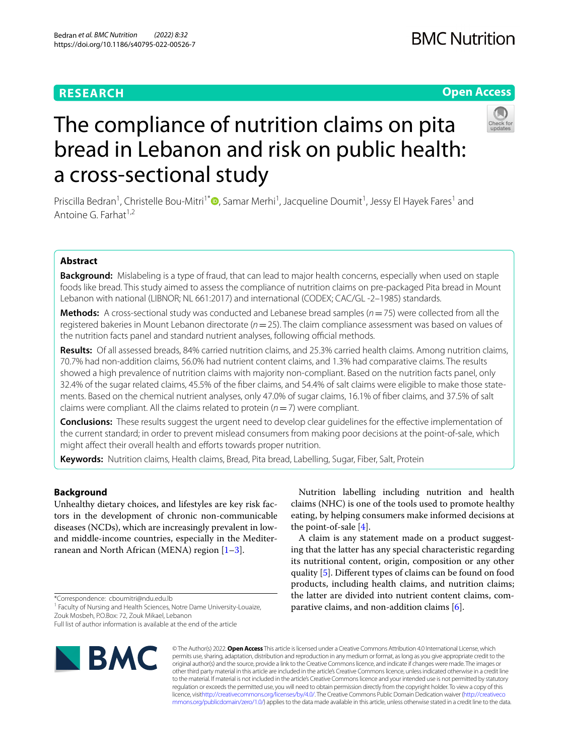# The compliance of nutrition claims on pita bread in Lebanon and risk on public health: a cross-sectional study

Priscilla Bedran[1], Christelle Bou-Mitri[1*], Samar Merhi[1], Jacqueline Doumit[1], Jessy El Hayek Fares[1] and Antoine G. Farhat[1,2]

## Abstract

**Background:** Mislabeling is a type of fraud, that can lead to major health concerns, especially when used on staple foods like bread. This study aimed to assess the compliance of nutrition claims on pre-packaged Pita bread in Mount Lebanon with national (LIBNOR; NL 661:2017) and international (CODEX; CAC/GL -2–1985) standards.

**Methods:** A cross-sectional study was conducted and Lebanese bread samples ($n = 75$) were collected from all the registered bakeries in Mount Lebanon directorate ($n = 25$). The claim compliance assessment was based on values of the nutrition facts panel and standard nutrient analyses, following official methods.

**Results:** Of all assessed breads, 84% carried nutrition claims, and 25.3% carried health claims. Among nutrition claims, 70.7% had non-addition claims, 56.0% had nutrient content claims, and 1.3% had comparative claims. The results showed a high prevalence of nutrition claims with majority non-compliant. Based on the nutrition facts panel, only 32.4% of the sugar related claims, 45.5% of the fiber claims, and 54.4% of salt claims were eligible to make those statements. Based on the chemical nutrient analyses, only 47.0% of sugar claims, 16.1% of fiber claims, and 37.5% of salt claims were compliant. All the claims related to protein ($n = 7$) were compliant.

**Conclusions:** These results suggest the urgent need to develop clear guidelines for the effective implementation of the current standard; in order to prevent mislead consumers from making poor decisions at the point-of-sale, which might affect their overall health and efforts towards proper nutrition.

**Keywords:** Nutrition claims, Health claims, Bread, Pita bread, Labelling, Sugar, Fiber, Salt, Protein

## Background

Unhealthy dietary choices, and lifestyles are key risk factors in the development of chronic non-communicable diseases (NCDs), which are increasingly prevalent in low- and middle-income countries, especially in the Mediterranean and North African (MENA) region [1–3].

Nutrition labelling including nutrition and health claims (NHC) is one of the tools used to promote healthy eating, by helping consumers make informed decisions at the point-of-sale [4].

A claim is any statement made on a product suggesting that the latter has any special characteristic regarding its nutritional content, origin, composition or any other quality [5]. Different types of claims can be found on food products, including health claims, and nutrition claims; the latter are divided into nutrient content claims, comparative claims, and non-addition claims [6].

*Correspondence: cboumitri@ndu.edu.lb
[1] Faculty of Nursing and Health Sciences, Notre Dame University-Louaize, Zouk Mosbeh, P.O.Box: 72, Zouk Mikael, Lebanon
Full list of author information is available at the end of the article

© The Author(s) 2022. **Open Access** This article is licensed under a Creative Commons Attribution 4.0 International License, which permits use, sharing, adaptation, distribution and reproduction in any medium or format, as long as you give appropriate credit to the original author(s) and the source, provide a link to the Creative Commons licence, and indicate if changes were made. The images or other third party material in this article are included in the article's Creative Commons licence, unless indicated otherwise in a credit line to the material. If material is not included in the article's Creative Commons licence and your intended use is not permitted by statutory regulation or exceeds the permitted use, you will need to obtain permission directly from the copyright holder. To view a copy of this licence, visit http://creativecommons.org/licenses/by/4.0/. The Creative Commons Public Domain Dedication waiver (http://creativecommons.org/publicdomain/zero/1.0/) applies to the data made available in this article, unless otherwise stated in a credit line to the data.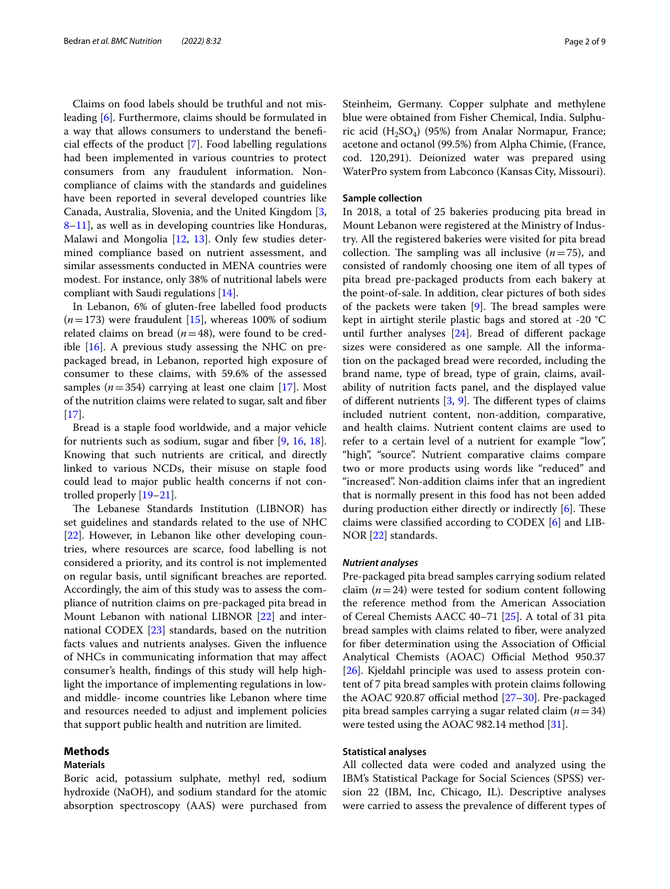Claims on food labels should be truthful and not misleading [6]. Furthermore, claims should be formulated in a way that allows consumers to understand the beneficial effects of the product [7]. Food labelling regulations had been implemented in various countries to protect consumers from any fraudulent information. Non-compliance of claims with the standards and guidelines have been reported in several developed countries like Canada, Australia, Slovenia, and the United Kingdom [3, 8–11], as well as in developing countries like Honduras, Malawi and Mongolia [12, 13]. Only few studies determined compliance based on nutrient assessment, and similar assessments conducted in MENA countries were modest. For instance, only 38% of nutritional labels were compliant with Saudi regulations [14].

In Lebanon, 6% of gluten-free labelled food products ($n=173$) were fraudulent [15], whereas 100% of sodium related claims on bread ($n=48$), were found to be credible [16]. A previous study assessing the NHC on pre-packaged bread, in Lebanon, reported high exposure of consumer to these claims, with 59.6% of the assessed samples ($n=354$) carrying at least one claim [17]. Most of the nutrition claims were related to sugar, salt and fiber [17].

Bread is a staple food worldwide, and a major vehicle for nutrients such as sodium, sugar and fiber [9, 16, 18]. Knowing that such nutrients are critical, and directly linked to various NCDs, their misuse on staple food could lead to major public health concerns if not controlled properly [19–21].

The Lebanese Standards Institution (LIBNOR) has set guidelines and standards related to the use of NHC [22]. However, in Lebanon like other developing countries, where resources are scarce, food labelling is not considered a priority, and its control is not implemented on regular basis, until significant breaches are reported. Accordingly, the aim of this study was to assess the compliance of nutrition claims on pre-packaged pita bread in Mount Lebanon with national LIBNOR [22] and international CODEX [23] standards, based on the nutrition facts values and nutrients analyses. Given the influence of NHCs in communicating information that may affect consumer's health, findings of this study will help highlight the importance of implementing regulations in low- and middle- income countries like Lebanon where time and resources needed to adjust and implement policies that support public health and nutrition are limited.

## Methods

### Materials

Boric acid, potassium sulphate, methyl red, sodium hydroxide (NaOH), and sodium standard for the atomic absorption spectroscopy (AAS) were purchased from Steinheim, Germany. Copper sulphate and methylene blue were obtained from Fisher Chemical, India. Sulphuric acid ($H_2SO_4$) (95%) from Analar Normapur, France; acetone and octanol (99.5%) from Alpha Chimie, (France, cod. 120,291). Deionized water was prepared using WaterPro system from Labconco (Kansas City, Missouri).

### Sample collection

In 2018, a total of 25 bakeries producing pita bread in Mount Lebanon were registered at the Ministry of Industry. All the registered bakeries were visited for pita bread collection. The sampling was all inclusive ($n=75$), and consisted of randomly choosing one item of all types of pita bread pre-packaged products from each bakery at the point-of-sale. In addition, clear pictures of both sides of the packets were taken [9]. The bread samples were kept in airtight sterile plastic bags and stored at -20 °C until further analyses [24]. Bread of different package sizes were considered as one sample. All the information on the packaged bread were recorded, including the brand name, type of bread, type of grain, claims, availability of nutrition facts panel, and the displayed value of different nutrients [3, 9]. The different types of claims included nutrient content, non-addition, comparative, and health claims. Nutrient content claims are used to refer to a certain level of a nutrient for example "low", "high", "source". Nutrient comparative claims compare two or more products using words like "reduced" and "increased". Non-addition claims infer that an ingredient that is normally present in this food has not been added during production either directly or indirectly [6]. These claims were classified according to CODEX [6] and LIBNOR [22] standards.

#### *Nutrient analyses*

Pre-packaged pita bread samples carrying sodium related claim ($n=24$) were tested for sodium content following the reference method from the American Association of Cereal Chemists AACC 40–71 [25]. A total of 31 pita bread samples with claims related to fiber, were analyzed for fiber determination using the Association of Official Analytical Chemists (AOAC) Official Method 950.37 [26]. Kjeldahl principle was used to assess protein content of 7 pita bread samples with protein claims following the AOAC 920.87 official method [27–30]. Pre-packaged pita bread samples carrying a sugar related claim ($n=34$) were tested using the AOAC 982.14 method [31].

### Statistical analyses

All collected data were coded and analyzed using the IBM's Statistical Package for Social Sciences (SPSS) version 22 (IBM, Inc, Chicago, IL). Descriptive analyses were carried to assess the prevalence of different types of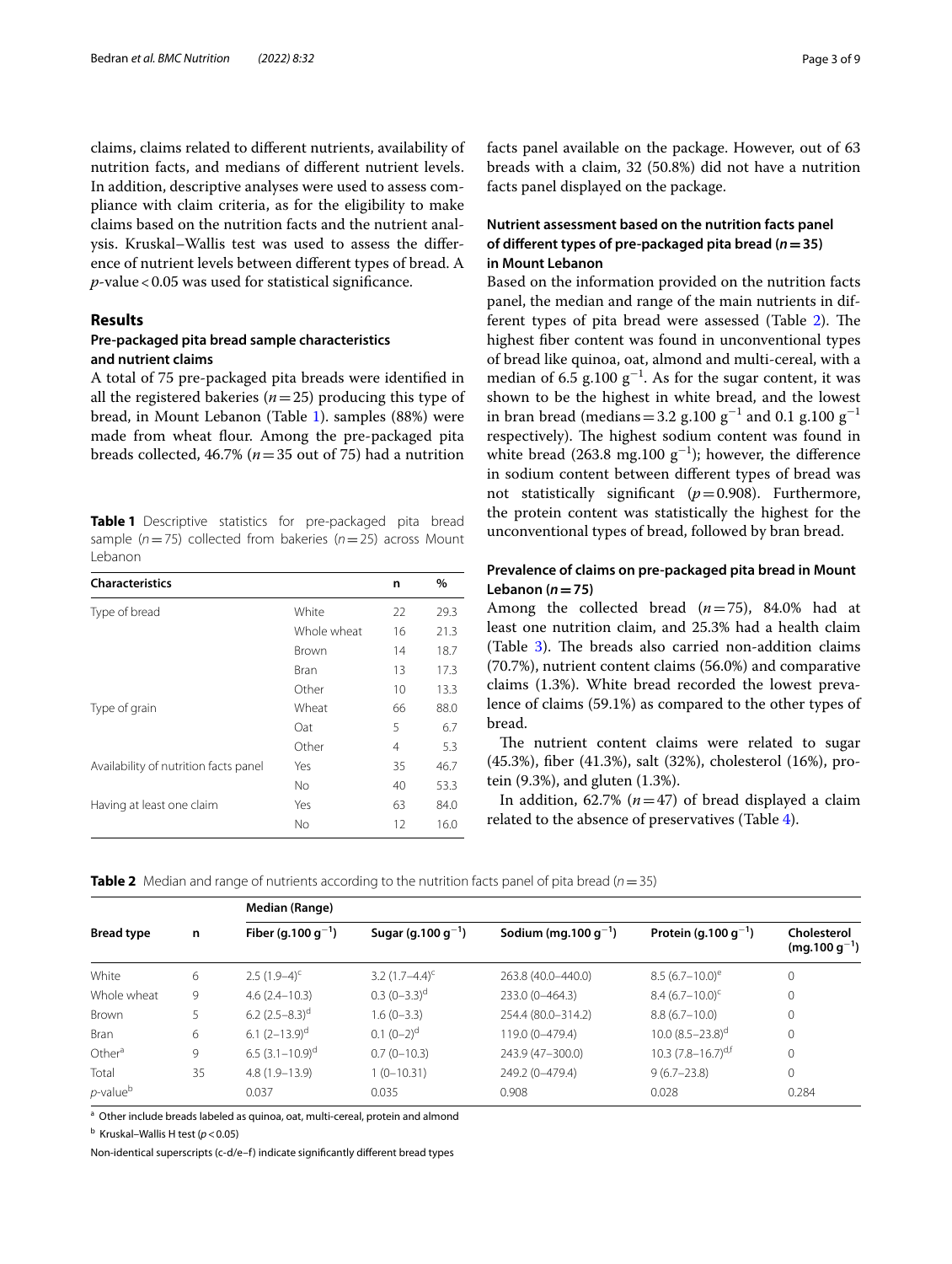claims, claims related to different nutrients, availability of nutrition facts, and medians of different nutrient levels. In addition, descriptive analyses were used to assess compliance with claim criteria, as for the eligibility to make claims based on the nutrition facts and the nutrient analysis. Kruskal–Wallis test was used to assess the difference of nutrient levels between different types of bread. A $p$-value < 0.05 was used for statistical significance.

## Results

### Pre-packaged pita bread sample characteristics and nutrient claims

A total of 75 pre-packaged pita breads were identified in all the registered bakeries ($n = 25$) producing this type of bread, in Mount Lebanon (Table 1). samples (88%) were made from wheat flour. Among the pre-packaged pita breads collected, 46.7% ($n = 35$ out of 75) had a nutrition facts panel available on the package. However, out of 63 breads with a claim, 32 (50.8%) did not have a nutrition facts panel displayed on the package.

**Table 1** Descriptive statistics for pre-packaged pita bread sample ($n = 75$) collected from bakeries ($n = 25$) across Mount Lebanon

| Characteristics | | n | % |
|---|---|---|---|
| Type of bread | White | 22 | 29.3 |
| | Whole wheat | 16 | 21.3 |
| | Brown | 14 | 18.7 |
| | Bran | 13 | 17.3 |
| | Other | 10 | 13.3 |
| Type of grain | Wheat | 66 | 88.0 |
| | Oat | 5 | 6.7 |
| | Other | 4 | 5.3 |
| Availability of nutrition facts panel | Yes | 35 | 46.7 |
| | No | 40 | 53.3 |
| Having at least one claim | Yes | 63 | 84.0 |
| | No | 12 | 16.0 |

### Nutrient assessment based on the nutrition facts panel of different types of pre-packaged pita bread ($n = 35$) in Mount Lebanon

Based on the information provided on the nutrition facts panel, the median and range of the main nutrients in different types of pita bread were assessed (Table 2). The highest fiber content was found in unconventional types of bread like quinoa, oat, almond and multi-cereal, with a median of 6.5 g.100 g$^{-1}$. As for the sugar content, it was shown to be the highest in white bread, and the lowest in bran bread (medians = 3.2 g.100 g$^{-1}$ and 0.1 g.100 g$^{-1}$ respectively). The highest sodium content was found in white bread (263.8 mg.100 g$^{-1}$); however, the difference in sodium content between different types of bread was not statistically significant ($p = 0.908$). Furthermore, the protein content was statistically the highest for the unconventional types of bread, followed by bran bread.

### Prevalence of claims on pre-packaged pita bread in Mount Lebanon ($n = 75$)

Among the collected bread ($n = 75$), 84.0% had at least one nutrition claim, and 25.3% had a health claim (Table 3). The breads also carried non-addition claims (70.7%), nutrient content claims (56.0%) and comparative claims (1.3%). White bread recorded the lowest prevalence of claims (59.1%) as compared to the other types of bread.

The nutrient content claims were related to sugar (45.3%), fiber (41.3%), salt (32%), cholesterol (16%), protein (9.3%), and gluten (1.3%).

In addition, 62.7% ($n = 47$) of bread displayed a claim related to the absence of preservatives (Table 4).

**Table 2** Median and range of nutrients according to the nutrition facts panel of pita bread ($n = 35$)

| Bread type | n | Median (Range) | | | | |
|---|---|---|---|---|---|---|
| | | Fiber (g.100 g$^{-1}$) | Sugar (g.100 g$^{-1}$) | Sodium (mg.100 g$^{-1}$) | Protein (g.100 g$^{-1}$) | Cholesterol (mg.100 g$^{-1}$) |
| White | 6 | 2.5 (1.9–4)$^{c}$ | 3.2 (1.7–4.4)$^{c}$ | 263.8 (40.0–440.0) | 8.5 (6.7–10.0)$^{e}$ | 0 |
| Whole wheat | 9 | 4.6 (2.4–10.3) | 0.3 (0–3.3)$^{d}$ | 233.0 (0–464.3) | 8.4 (6.7–10.0)$^{c}$ | 0 |
| Brown | 5 | 6.2 (2.5–8.3)$^{d}$ | 1.6 (0–3.3) | 254.4 (80.0–314.2) | 8.8 (6.7–10.0) | 0 |
| Bran | 6 | 6.1 (2–13.9)$^{d}$ | 0.1 (0–2)$^{d}$ | 119.0 (0–479.4) | 10.0 (8.5–23.8)$^{d}$ | 0 |
| Other[a] | 9 | 6.5 (3.1–10.9)$^{d}$ | 0.7 (0–10.3) | 243.9 (47–300.0) | 10.3 (7.8–16.7)$^{d,f}$ | 0 |
| Total | 35 | 4.8 (1.9–13.9) | 1 (0–10.31) | 249.2 (0–479.4) | 9 (6.7–23.8) | 0 |
| $p$-value[b] | | 0.037 | 0.035 | 0.908 | 0.028 | 0.284 |

[a] Other include breads labeled as quinoa, oat, multi-cereal, protein and almond

[b] Kruskal–Wallis H test ($p < 0.05$)

Non-identical superscripts (c-d/e–f) indicate significantly different bread types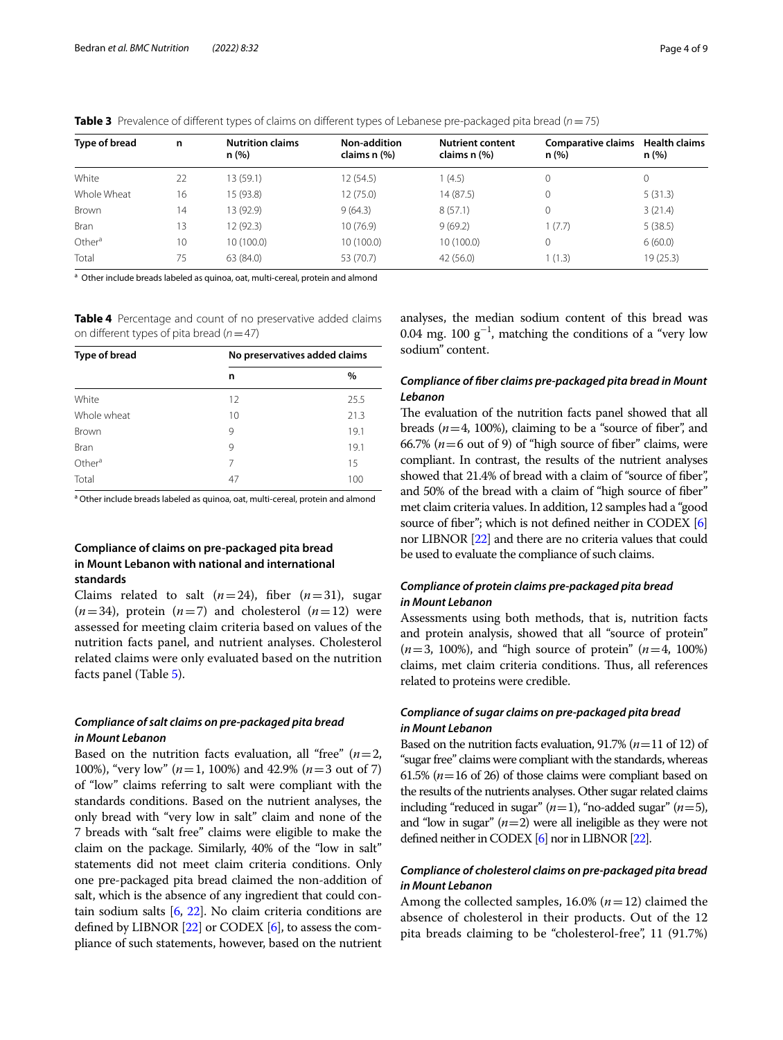**Table 3** Prevalence of different types of claims on different types of Lebanese pre-packaged pita bread ($n=75$)

| Type of bread | n | Nutrition claims n (%) | Non-addition claims n (%) | Nutrient content claims n (%) | Comparative claims n (%) | Health claims n (%) |
|---|---|---|---|---|---|---|
| White | 22 | 13 (59.1) | 12 (54.5) | 1 (4.5) | 0 | 0 |
| Whole Wheat | 16 | 15 (93.8) | 12 (75.0) | 14 (87.5) | 0 | 5 (31.3) |
| Brown | 14 | 13 (92.9) | 9 (64.3) | 8 (57.1) | 0 | 3 (21.4) |
| Bran | 13 | 12 (92.3) | 10 (76.9) | 9 (69.2) | 1 (7.7) | 5 (38.5) |
| Other[a] | 10 | 10 (100.0) | 10 (100.0) | 10 (100.0) | 0 | 6 (60.0) |
| Total | 75 | 63 (84.0) | 53 (70.7) | 42 (56.0) | 1 (1.3) | 19 (25.3) |

[a] Other include breads labeled as quinoa, oat, multi-cereal, protein and almond

**Table 4** Percentage and count of no preservative added claims on different types of pita bread ($n=47$)

| Type of bread | No preservatives added claims | |
|---|---|---|
| | n | % |
| White | 12 | 25.5 |
| Whole wheat | 10 | 21.3 |
| Brown | 9 | 19.1 |
| Bran | 9 | 19.1 |
| Other[a] | 7 | 15 |
| Total | 47 | 100 |

[a] Other include breads labeled as quinoa, oat, multi-cereal, protein and almond

## Compliance of claims on pre-packaged pita bread in Mount Lebanon with national and international standards

Claims related to salt ($n=24$), fiber ($n=31$), sugar ($n=34$), protein ($n=7$) and cholesterol ($n=12$) were assessed for meeting claim criteria based on values of the nutrition facts panel, and nutrient analyses. Cholesterol related claims were only evaluated based on the nutrition facts panel (Table 5).

### *Compliance of salt claims on pre-packaged pita bread in Mount Lebanon*

Based on the nutrition facts evaluation, all "free" ($n=2$, 100%), "very low" ($n=1$, 100%) and 42.9% ($n=3$ out of 7) of "low" claims referring to salt were compliant with the standards conditions. Based on the nutrient analyses, the only bread with "very low in salt" claim and none of the 7 breads with "salt free" claims were eligible to make the claim on the package. Similarly, 40% of the "low in salt" statements did not meet claim criteria conditions. Only one pre-packaged pita bread claimed the non-addition of salt, which is the absence of any ingredient that could contain sodium salts [6, 22]. No claim criteria conditions are defined by LIBNOR [22] or CODEX [6], to assess the compliance of such statements, however, based on the nutrient analyses, the median sodium content of this bread was 0.04 mg. 100 $g^{-1}$, matching the conditions of a "very low sodium" content.

### *Compliance of fiber claims pre-packaged pita bread in Mount Lebanon*

The evaluation of the nutrition facts panel showed that all breads ($n=4$, 100%), claiming to be a "source of fiber", and 66.7% ($n=6$ out of 9) of "high source of fiber" claims, were compliant. In contrast, the results of the nutrient analyses showed that 21.4% of bread with a claim of "source of fiber", and 50% of the bread with a claim of "high source of fiber" met claim criteria values. In addition, 12 samples had a "good source of fiber"; which is not defined neither in CODEX [6] nor LIBNOR [22] and there are no criteria values that could be used to evaluate the compliance of such claims.

### *Compliance of protein claims pre-packaged pita bread in Mount Lebanon*

Assessments using both methods, that is, nutrition facts and protein analysis, showed that all "source of protein" ($n=3$, 100%), and "high source of protein" ($n=4$, 100%) claims, met claim criteria conditions. Thus, all references related to proteins were credible.

### *Compliance of sugar claims on pre-packaged pita bread in Mount Lebanon*

Based on the nutrition facts evaluation, 91.7% ($n=11$ of 12) of "sugar free" claims were compliant with the standards, whereas 61.5% ($n=16$ of 26) of those claims were compliant based on the results of the nutrients analyses. Other sugar related claims including "reduced in sugar" ($n=1$), "no-added sugar" ($n=5$), and "low in sugar" ($n=2$) were all ineligible as they were not defined neither in CODEX [6] nor in LIBNOR [22].

### *Compliance of cholesterol claims on pre-packaged pita bread in Mount Lebanon*

Among the collected samples, 16.0% ($n=12$) claimed the absence of cholesterol in their products. Out of the 12 pita breads claiming to be "cholesterol-free", 11 (91.7%)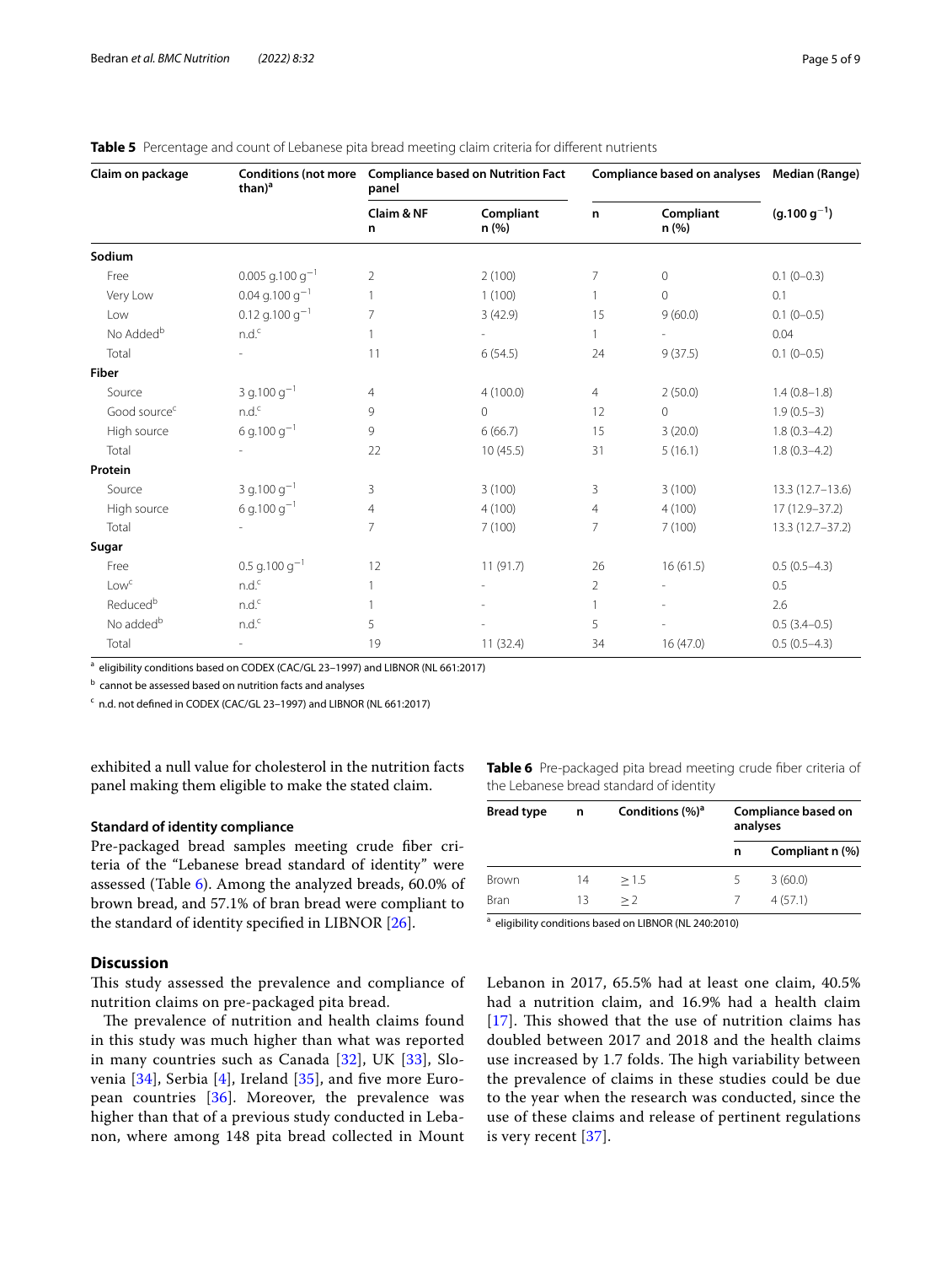**Table 5** Percentage and count of Lebanese pita bread meeting claim criteria for different nutrients

| Claim on package | Conditions (not more than)[a] | Compliance based on Nutrition Fact panel | | Compliance based on analyses | | Median (Range) |
|---|---|---|---|---|---|---|
| | | Claim & NF n | Compliant n (%) | n | Compliant n (%) | ($g.100\ g^{-1}$) |
| **Sodium** | | | | | | |
| Free | $0.005\ g.100\ g^{-1}$ | 2 | 2 (100) | 7 | 0 | 0.1 (0–0.3) |
| Very Low | $0.04\ g.100\ g^{-1}$ | 1 | 1 (100) | 1 | 0 | 0.1 |
| Low | $0.12\ g.100\ g^{-1}$ | 7 | 3 (42.9) | 15 | 9 (60.0) | 0.1 (0–0.5) |
| No Added[b] | n.d.[c] | 1 | - | 1 | - | 0.04 |
| Total | - | 11 | 6 (54.5) | 24 | 9 (37.5) | 0.1 (0–0.5) |
| **Fiber** | | | | | | |
| Source | $3\ g.100\ g^{-1}$ | 4 | 4 (100.0) | 4 | 2 (50.0) | 1.4 (0.8–1.8) |
| Good source[c] | n.d.[c] | 9 | 0 | 12 | 0 | 1.9 (0.5–3) |
| High source | $6\ g.100\ g^{-1}$ | 9 | 6 (66.7) | 15 | 3 (20.0) | 1.8 (0.3–4.2) |
| Total | - | 22 | 10 (45.5) | 31 | 5 (16.1) | 1.8 (0.3–4.2) |
| **Protein** | | | | | | |
| Source | $3\ g.100\ g^{-1}$ | 3 | 3 (100) | 3 | 3 (100) | 13.3 (12.7–13.6) |
| High source | $6\ g.100\ g^{-1}$ | 4 | 4 (100) | 4 | 4 (100) | 17 (12.9–37.2) |
| Total | - | 7 | 7 (100) | 7 | 7 (100) | 13.3 (12.7–37.2) |
| **Sugar** | | | | | | |
| Free | $0.5\ g.100\ g^{-1}$ | 12 | 11 (91.7) | 26 | 16 (61.5) | 0.5 (0.5–4.3) |
| Low[c] | n.d.[c] | 1 | - | 2 | - | 0.5 |
| Reduced[b] | n.d.[c] | 1 | - | 1 | - | 2.6 |
| No added[b] | n.d.[c] | 5 | - | 5 | - | 0.5 (3.4–0.5) |
| Total | - | 19 | 11 (32.4) | 34 | 16 (47.0) | 0.5 (0.5–4.3) |

[a] eligibility conditions based on CODEX (CAC/GL 23–1997) and LIBNOR (NL 661:2017)

[b] cannot be assessed based on nutrition facts and analyses

[c] n.d. not defined in CODEX (CAC/GL 23–1997) and LIBNOR (NL 661:2017)

exhibited a null value for cholesterol in the nutrition facts panel making them eligible to make the stated claim.

### Standard of identity compliance

Pre-packaged bread samples meeting crude fiber criteria of the "Lebanese bread standard of identity" were assessed (Table 6). Among the analyzed breads, 60.0% of brown bread, and 57.1% of bran bread were compliant to the standard of identity specified in LIBNOR [26].

**Table 6** Pre-packaged pita bread meeting crude fiber criteria of the Lebanese bread standard of identity

| Bread type | n | Conditions (%)[a] | Compliance based on analyses | |
|---|---|---|---|---|
| | | | n | Compliant n (%) |
| Brown | 14 | $\geq 1.5$ | 5 | 3 (60.0) |
| Bran | 13 | $\geq 2$ | 7 | 4 (57.1) |

[a] eligibility conditions based on LIBNOR (NL 240:2010)

## Discussion

This study assessed the prevalence and compliance of nutrition claims on pre-packaged pita bread.

The prevalence of nutrition and health claims found in this study was much higher than what was reported in many countries such as Canada [32], UK [33], Slovenia [34], Serbia [4], Ireland [35], and five more European countries [36]. Moreover, the prevalence was higher than that of a previous study conducted in Lebanon, where among 148 pita bread collected in Mount Lebanon in 2017, 65.5% had at least one claim, 40.5% had a nutrition claim, and 16.9% had a health claim [17]. This showed that the use of nutrition claims has doubled between 2017 and 2018 and the health claims use increased by 1.7 folds. The high variability between the prevalence of claims in these studies could be due to the year when the research was conducted, since the use of these claims and release of pertinent regulations is very recent [37].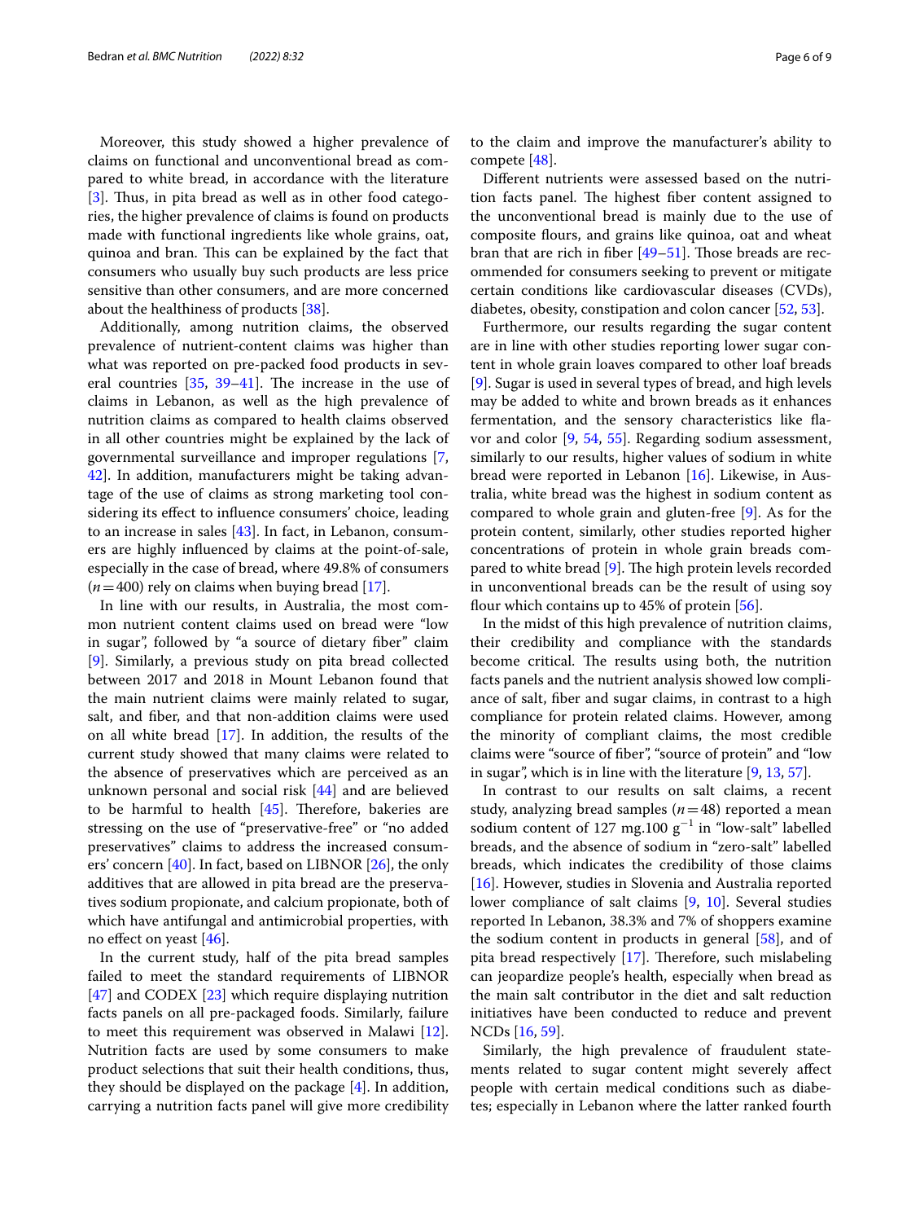Moreover, this study showed a higher prevalence of claims on functional and unconventional bread as compared to white bread, in accordance with the literature [3]. Thus, in pita bread as well as in other food categories, the higher prevalence of claims is found on products made with functional ingredients like whole grains, oat, quinoa and bran. This can be explained by the fact that consumers who usually buy such products are less price sensitive than other consumers, and are more concerned about the healthiness of products [38].

Additionally, among nutrition claims, the observed prevalence of nutrient-content claims was higher than what was reported on pre-packed food products in several countries [35, 39–41]. The increase in the use of claims in Lebanon, as well as the high prevalence of nutrition claims as compared to health claims observed in all other countries might be explained by the lack of governmental surveillance and improper regulations [7, 42]. In addition, manufacturers might be taking advantage of the use of claims as strong marketing tool considering its effect to influence consumers' choice, leading to an increase in sales [43]. In fact, in Lebanon, consumers are highly influenced by claims at the point-of-sale, especially in the case of bread, where 49.8% of consumers ($n=400$) rely on claims when buying bread [17].

In line with our results, in Australia, the most common nutrient content claims used on bread were "low in sugar", followed by "a source of dietary fiber" claim [9]. Similarly, a previous study on pita bread collected between 2017 and 2018 in Mount Lebanon found that the main nutrient claims were mainly related to sugar, salt, and fiber, and that non-addition claims were used on all white bread [17]. In addition, the results of the current study showed that many claims were related to the absence of preservatives which are perceived as an unknown personal and social risk [44] and are believed to be harmful to health [45]. Therefore, bakeries are stressing on the use of "preservative-free" or "no added preservatives" claims to address the increased consumers' concern [40]. In fact, based on LIBNOR [26], the only additives that are allowed in pita bread are the preservatives sodium propionate, and calcium propionate, both of which have antifungal and antimicrobial properties, with no effect on yeast [46].

In the current study, half of the pita bread samples failed to meet the standard requirements of LIBNOR [47] and CODEX [23] which require displaying nutrition facts panels on all pre-packaged foods. Similarly, failure to meet this requirement was observed in Malawi [12]. Nutrition facts are used by some consumers to make product selections that suit their health conditions, thus, they should be displayed on the package [4]. In addition, carrying a nutrition facts panel will give more credibility to the claim and improve the manufacturer's ability to compete [48].

Different nutrients were assessed based on the nutrition facts panel. The highest fiber content assigned to the unconventional bread is mainly due to the use of composite flours, and grains like quinoa, oat and wheat bran that are rich in fiber [49–51]. Those breads are recommended for consumers seeking to prevent or mitigate certain conditions like cardiovascular diseases (CVDs), diabetes, obesity, constipation and colon cancer [52, 53].

Furthermore, our results regarding the sugar content are in line with other studies reporting lower sugar content in whole grain loaves compared to other loaf breads [9]. Sugar is used in several types of bread, and high levels may be added to white and brown breads as it enhances fermentation, and the sensory characteristics like flavor and color [9, 54, 55]. Regarding sodium assessment, similarly to our results, higher values of sodium in white bread were reported in Lebanon [16]. Likewise, in Australia, white bread was the highest in sodium content as compared to whole grain and gluten-free [9]. As for the protein content, similarly, other studies reported higher concentrations of protein in whole grain breads compared to white bread [9]. The high protein levels recorded in unconventional breads can be the result of using soy flour which contains up to 45% of protein [56].

In the midst of this high prevalence of nutrition claims, their credibility and compliance with the standards become critical. The results using both, the nutrition facts panels and the nutrient analysis showed low compliance of salt, fiber and sugar claims, in contrast to a high compliance for protein related claims. However, among the minority of compliant claims, the most credible claims were "source of fiber", "source of protein" and "low in sugar", which is in line with the literature [9, 13, 57].

In contrast to our results on salt claims, a recent study, analyzing bread samples ($n=48$) reported a mean sodium content of 127 mg.100 $g^{-1}$ in "low-salt" labelled breads, and the absence of sodium in "zero-salt" labelled breads, which indicates the credibility of those claims [16]. However, studies in Slovenia and Australia reported lower compliance of salt claims [9, 10]. Several studies reported In Lebanon, 38.3% and 7% of shoppers examine the sodium content in products in general [58], and of pita bread respectively [17]. Therefore, such mislabeling can jeopardize people's health, especially when bread as the main salt contributor in the diet and salt reduction initiatives have been conducted to reduce and prevent NCDs [16, 59].

Similarly, the high prevalence of fraudulent statements related to sugar content might severely affect people with certain medical conditions such as diabetes; especially in Lebanon where the latter ranked fourth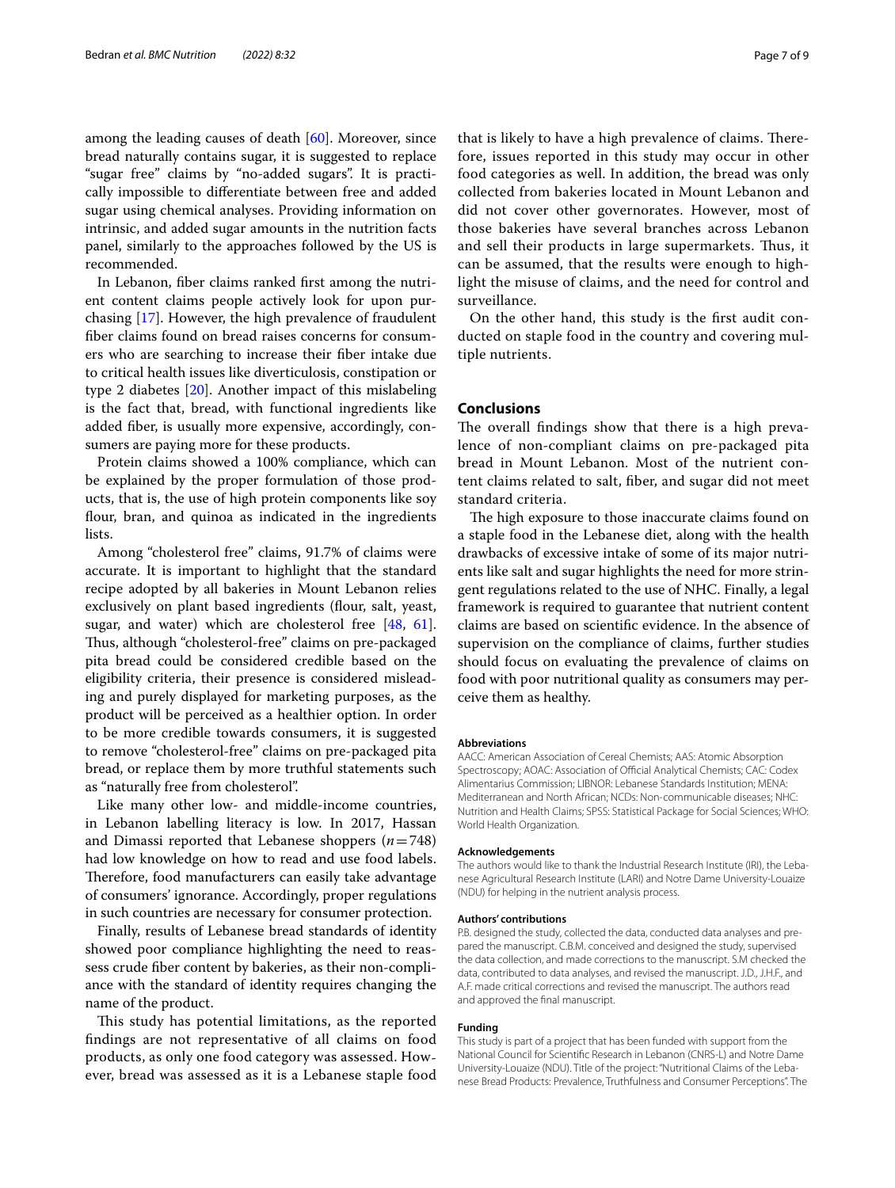among the leading causes of death [60]. Moreover, since bread naturally contains sugar, it is suggested to replace "sugar free" claims by "no-added sugars". It is practically impossible to differentiate between free and added sugar using chemical analyses. Providing information on intrinsic, and added sugar amounts in the nutrition facts panel, similarly to the approaches followed by the US is recommended.

In Lebanon, fiber claims ranked first among the nutrient content claims people actively look for upon purchasing [17]. However, the high prevalence of fraudulent fiber claims found on bread raises concerns for consumers who are searching to increase their fiber intake due to critical health issues like diverticulosis, constipation or type 2 diabetes [20]. Another impact of this mislabeling is the fact that, bread, with functional ingredients like added fiber, is usually more expensive, accordingly, consumers are paying more for these products.

Protein claims showed a 100% compliance, which can be explained by the proper formulation of those products, that is, the use of high protein components like soy flour, bran, and quinoa as indicated in the ingredients lists.

Among "cholesterol free" claims, 91.7% of claims were accurate. It is important to highlight that the standard recipe adopted by all bakeries in Mount Lebanon relies exclusively on plant based ingredients (flour, salt, yeast, sugar, and water) which are cholesterol free [48, 61]. Thus, although "cholesterol-free" claims on pre-packaged pita bread could be considered credible based on the eligibility criteria, their presence is considered misleading and purely displayed for marketing purposes, as the product will be perceived as a healthier option. In order to be more credible towards consumers, it is suggested to remove "cholesterol-free" claims on pre-packaged pita bread, or replace them by more truthful statements such as "naturally free from cholesterol".

Like many other low- and middle-income countries, in Lebanon labelling literacy is low. In 2017, Hassan and Dimassi reported that Lebanese shoppers ($n = 748$) had low knowledge on how to read and use food labels. Therefore, food manufacturers can easily take advantage of consumers' ignorance. Accordingly, proper regulations in such countries are necessary for consumer protection.

Finally, results of Lebanese bread standards of identity showed poor compliance highlighting the need to reassess crude fiber content by bakeries, as their non-compliance with the standard of identity requires changing the name of the product.

This study has potential limitations, as the reported findings are not representative of all claims on food products, as only one food category was assessed. However, bread was assessed as it is a Lebanese staple food that is likely to have a high prevalence of claims. Therefore, issues reported in this study may occur in other food categories as well. In addition, the bread was only collected from bakeries located in Mount Lebanon and did not cover other governorates. However, most of those bakeries have several branches across Lebanon and sell their products in large supermarkets. Thus, it can be assumed, that the results were enough to highlight the misuse of claims, and the need for control and surveillance.

On the other hand, this study is the first audit conducted on staple food in the country and covering multiple nutrients.

## Conclusions

The overall findings show that there is a high prevalence of non-compliant claims on pre-packaged pita bread in Mount Lebanon. Most of the nutrient content claims related to salt, fiber, and sugar did not meet standard criteria.

The high exposure to those inaccurate claims found on a staple food in the Lebanese diet, along with the health drawbacks of excessive intake of some of its major nutrients like salt and sugar highlights the need for more stringent regulations related to the use of NHC. Finally, a legal framework is required to guarantee that nutrient content claims are based on scientific evidence. In the absence of supervision on the compliance of claims, further studies should focus on evaluating the prevalence of claims on food with poor nutritional quality as consumers may perceive them as healthy.

#### Abbreviations

AACC: American Association of Cereal Chemists; AAS: Atomic Absorption Spectroscopy; AOAC: Association of Official Analytical Chemists; CAC: Codex Alimentarius Commission; LIBNOR: Lebanese Standards Institution; MENA: Mediterranean and North African; NCDs: Non-communicable diseases; NHC: Nutrition and Health Claims; SPSS: Statistical Package for Social Sciences; WHO: World Health Organization.

#### Acknowledgements

The authors would like to thank the Industrial Research Institute (IRI), the Lebanese Agricultural Research Institute (LARI) and Notre Dame University-Louaize (NDU) for helping in the nutrient analysis process.

#### Authors' contributions

P.B. designed the study, collected the data, conducted data analyses and prepared the manuscript. C.B.M. conceived and designed the study, supervised the data collection, and made corrections to the manuscript. S.M checked the data, contributed to data analyses, and revised the manuscript. J.D., J.H.F., and A.F. made critical corrections and revised the manuscript. The authors read and approved the final manuscript.

#### Funding

This study is part of a project that has been funded with support from the National Council for Scientific Research in Lebanon (CNRS-L) and Notre Dame University-Louaize (NDU). Title of the project: "Nutritional Claims of the Lebanese Bread Products: Prevalence, Truthfulness and Consumer Perceptions". The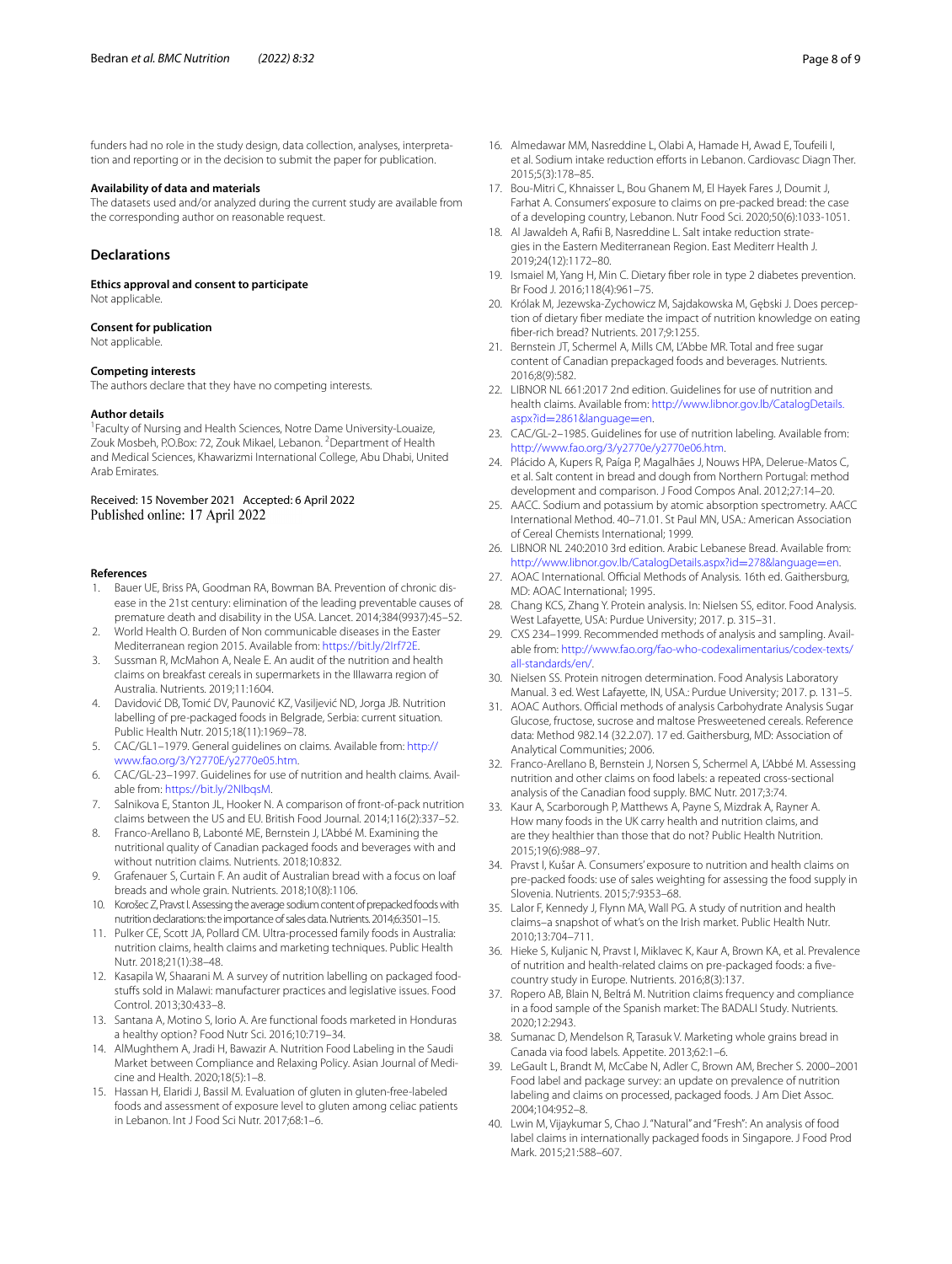funders had no role in the study design, data collection, analyses, interpretation and reporting or in the decision to submit the paper for publication.

### Availability of data and materials

The datasets used and/or analyzed during the current study are available from the corresponding author on reasonable request.

## Declarations

### Ethics approval and consent to participate

Not applicable.

### Consent for publication

Not applicable.

### Competing interests

The authors declare that they have no competing interests.

### Author details

[1]Faculty of Nursing and Health Sciences, Notre Dame University-Louaize, Zouk Mosbeh, P.O.Box: 72, Zouk Mikael, Lebanon. [2]Department of Health and Medical Sciences, Khawarizmi International College, Abu Dhabi, United Arab Emirates.

Received: 15 November 2021 Accepted: 6 April 2022
Published online: 17 April 2022

### References

1. Bauer UE, Briss PA, Goodman RA, Bowman BA. Prevention of chronic disease in the 21st century: elimination of the leading preventable causes of premature death and disability in the USA. Lancet. 2014;384(9937):45–52.
2. World Health O. Burden of Non communicable diseases in the Easter Mediterranean region 2015. Available from: https://bit.ly/2Irf72E.
3. Sussman R, McMahon A, Neale E. An audit of the nutrition and health claims on breakfast cereals in supermarkets in the Illawarra region of Australia. Nutrients. 2019;11:1604.
4. Davidović DB, Tomić DV, Paunović KZ, Vasiljević ND, Jorga JB. Nutrition labelling of pre-packaged foods in Belgrade, Serbia: current situation. Public Health Nutr. 2015;18(11):1969–78.
5. CAC/GL1–1979. General guidelines on claims. Available from: http://www.fao.org/3/Y2770E/y2770e05.htm.
6. CAC/GL-23–1997. Guidelines for use of nutrition and health claims. Available from: https://bit.ly/2NIbqsM.
7. Salnikova E, Stanton JL, Hooker N. A comparison of front-of-pack nutrition claims between the US and EU. British Food Journal. 2014;116(2):337–52.
8. Franco-Arellano B, Labonté ME, Bernstein J, L'Abbé M. Examining the nutritional quality of Canadian packaged foods and beverages with and without nutrition claims. Nutrients. 2018;10:832.
9. Grafenauer S, Curtain F. An audit of Australian bread with a focus on loaf breads and whole grain. Nutrients. 2018;10(8):1106.
10. Korošec Z, Pravst I. Assessing the average sodium content of prepacked foods with nutrition declarations: the importance of sales data. Nutrients. 2014;6:3501–15.
11. Pulker CE, Scott JA, Pollard CM. Ultra-processed family foods in Australia: nutrition claims, health claims and marketing techniques. Public Health Nutr. 2018;21(1):38–48.
12. Kasapila W, Shaarani M. A survey of nutrition labelling on packaged foodstuffs sold in Malawi: manufacturer practices and legislative issues. Food Control. 2013;30:433–8.
13. Santana A, Motino S, Iorio A. Are functional foods marketed in Honduras a healthy option? Food Nutr Sci. 2016;10:719–34.
14. AlMughthem A, Jradi H, Bawazir A. Nutrition Food Labeling in the Saudi Market between Compliance and Relaxing Policy. Asian Journal of Medicine and Health. 2020;18(5):1–8.
15. Hassan H, Elaridi J, Bassil M. Evaluation of gluten in gluten-free-labeled foods and assessment of exposure level to gluten among celiac patients in Lebanon. Int J Food Sci Nutr. 2017;68:1–6.
16. Almedawar MM, Nasreddine L, Olabi A, Hamade H, Awad E, Toufeili I, et al. Sodium intake reduction efforts in Lebanon. Cardiovasc Diagn Ther. 2015;5(3):178–85.
17. Bou-Mitri C, Khnaisser L, Bou Ghanem M, El Hayek Fares J, Doumit J, Farhat A. Consumers' exposure to claims on pre-packed bread: the case of a developing country, Lebanon. Nutr Food Sci. 2020;50(6):1033-1051.
18. Al Jawaldeh A, Rafii B, Nasreddine L. Salt intake reduction strategies in the Eastern Mediterranean Region. East Mediterr Health J. 2019;24(12):1172–80.
19. Ismaiel M, Yang H, Min C. Dietary fiber role in type 2 diabetes prevention. Br Food J. 2016;118(4):961–75.
20. Królak M, Jezewska-Zychowicz M, Sajdakowska M, Gębski J. Does perception of dietary fiber mediate the impact of nutrition knowledge on eating fiber-rich bread? Nutrients. 2017;9:1255.
21. Bernstein JT, Schermel A, Mills CM, L'Abbe MR. Total and free sugar content of Canadian prepackaged foods and beverages. Nutrients. 2016;8(9):582.
22. LIBNOR NL 661:2017 2nd edition. Guidelines for use of nutrition and health claims. Available from: http://www.libnor.gov.lb/CatalogDetails.aspx?id=2861&language=en.
23. CAC/GL-2–1985. Guidelines for use of nutrition labeling. Available from: http://www.fao.org/3/y2770e/y2770e06.htm.
24. Plácido A, Kupers R, Paíga P, Magalhães J, Nouws HPA, Delerue-Matos C, et al. Salt content in bread and dough from Northern Portugal: method development and comparison. J Food Compos Anal. 2012;27:14–20.
25. AACC. Sodium and potassium by atomic absorption spectrometry. AACC International Method. 40–71.01. St Paul MN, USA.: American Association of Cereal Chemists International; 1999.
26. LIBNOR NL 240:2010 3rd edition. Arabic Lebanese Bread. Available from: http://www.libnor.gov.lb/CatalogDetails.aspx?id=278&language=en.
27. AOAC International. Official Methods of Analysis. 16th ed. Gaithersburg, MD: AOAC International; 1995.
28. Chang KCS, Zhang Y. Protein analysis. In: Nielsen SS, editor. Food Analysis. West Lafayette, USA: Purdue University; 2017. p. 315–31.
29. CXS 234–1999. Recommended methods of analysis and sampling. Available from: http://www.fao.org/fao-who-codexalimentarius/codex-texts/all-standards/en/.
30. Nielsen SS. Protein nitrogen determination. Food Analysis Laboratory Manual. 3 ed. West Lafayette, IN, USA.: Purdue University; 2017. p. 131–5.
31. AOAC Authors. Official methods of analysis Carbohydrate Analysis Sugar Glucose, fructose, sucrose and maltose Presweetened cereals. Reference data: Method 982.14 (32.2.07). 17 ed. Gaithersburg, MD: Association of Analytical Communities; 2006.
32. Franco-Arellano B, Bernstein J, Norsen S, Schermel A, L'Abbé M. Assessing nutrition and other claims on food labels: a repeated cross-sectional analysis of the Canadian food supply. BMC Nutr. 2017;3:74.
33. Kaur A, Scarborough P, Matthews A, Payne S, Mizdrak A, Rayner A. How many foods in the UK carry health and nutrition claims, and are they healthier than those that do not? Public Health Nutrition. 2015;19(6):988–97.
34. Pravst I, Kušar A. Consumers' exposure to nutrition and health claims on pre-packed foods: use of sales weighting for assessing the food supply in Slovenia. Nutrients. 2015;7:9353–68.
35. Lalor F, Kennedy J, Flynn MA, Wall PG. A study of nutrition and health claims–a snapshot of what's on the Irish market. Public Health Nutr. 2010;13:704–711.
36. Hieke S, Kuljanic N, Pravst I, Miklavec K, Kaur A, Brown KA, et al. Prevalence of nutrition and health-related claims on pre-packaged foods: a five-country study in Europe. Nutrients. 2016;8(3):137.
37. Ropero AB, Blain N, Beltrá M. Nutrition claims frequency and compliance in a food sample of the Spanish market: The BADALI Study. Nutrients. 2020;12:2943.
38. Sumanac D, Mendelson R, Tarasuk V. Marketing whole grains bread in Canada via food labels. Appetite. 2013;62:1–6.
39. LeGault L, Brandt M, McCabe N, Adler C, Brown AM, Brecher S. 2000–2001 Food label and package survey: an update on prevalence of nutrition labeling and claims on processed, packaged foods. J Am Diet Assoc. 2004;104:952–8.
40. Lwin M, Vijaykumar S, Chao J. "Natural" and "Fresh": An analysis of food label claims in internationally packaged foods in Singapore. J Food Prod Mark. 2015;21:588–607.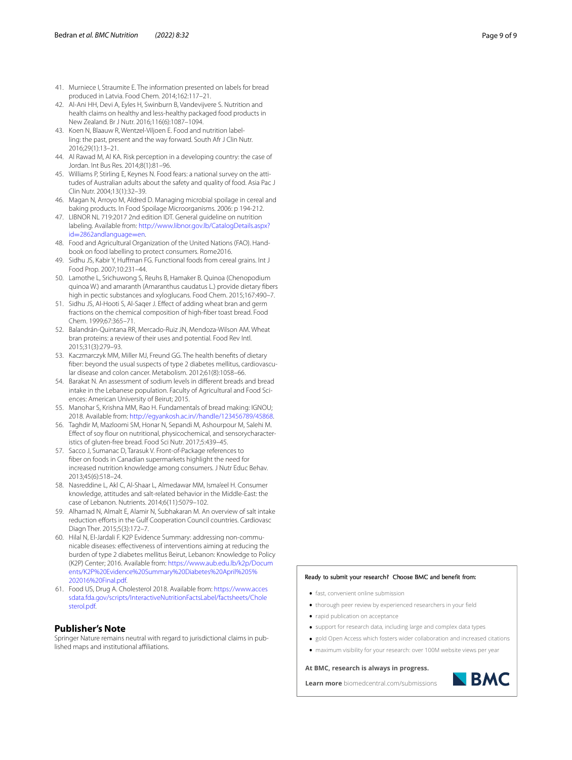41. Murniece I, Straumite E. The information presented on labels for bread produced in Latvia. Food Chem. 2014;162:117–21.
42. Al-Ani HH, Devi A, Eyles H, Swinburn B, Vandevijvere S. Nutrition and health claims on healthy and less-healthy packaged food products in New Zealand. Br J Nutr. 2016;116(6):1087–1094.
43. Koen N, Blaauw R, Wentzel-Viljoen E. Food and nutrition labelling: the past, present and the way forward. South Afr J Clin Nutr. 2016;29(1):13–21.
44. Al Rawad M, Al KA. Risk perception in a developing country: the case of Jordan. Int Bus Res. 2014;8(1):81–96.
45. Williams P, Stirling E, Keynes N. Food fears: a national survey on the attitudes of Australian adults about the safety and quality of food. Asia Pac J Clin Nutr. 2004;13(1):32–39.
46. Magan N, Arroyo M, Aldred D. Managing microbial spoilage in cereal and baking products. In Food Spoilage Microorganisms. 2006: p 194-212.
47. LIBNOR NL 719:2017 2nd edition IDT. General guideline on nutrition labeling. Available from: http://www.libnor.gov.lb/CatalogDetails.aspx?id=2862andlanguage=en.
48. Food and Agricultural Organization of the United Nations (FAO). Handbook on food labelling to protect consumers. Rome2016.
49. Sidhu JS, Kabir Y, Huffman FG. Functional foods from cereal grains. Int J Food Prop. 2007;10:231–44.
50. Lamothe L, Srichuwong S, Reuhs B, Hamaker B. Quinoa (Chenopodium quinoa W.) and amaranth (Amaranthus caudatus L.) provide dietary fibers high in pectic substances and xyloglucans. Food Chem. 2015;167:490–7.
51. Sidhu JS, Al-Hooti S, Al-Saqer J. Effect of adding wheat bran and germ fractions on the chemical composition of high-fiber toast bread. Food Chem. 1999;67:365–71.
52. Balandrán-Quintana RR, Mercado-Ruiz JN, Mendoza-Wilson AM. Wheat bran proteins: a review of their uses and potential. Food Rev Intl. 2015;31(3):279–93.
53. Kaczmarczyk MM, Miller MJ, Freund GG. The health benefits of dietary fiber: beyond the usual suspects of type 2 diabetes mellitus, cardiovascular disease and colon cancer. Metabolism. 2012;61(8):1058–66.
54. Barakat N. An assessment of sodium levels in different breads and bread intake in the Lebanese population. Faculty of Agricultural and Food Sciences: American University of Beirut; 2015.
55. Manohar S, Krishna MM, Rao H. Fundamentals of bread making: IGNOU; 2018. Available from: http://egyankosh.ac.in//handle/123456789/45868.
56. Taghdir M, Mazloomi SM, Honar N, Sepandi M, Ashourpour M, Salehi M. Effect of soy flour on nutritional, physicochemical, and sensorycharacteristics of gluten-free bread. Food Sci Nutr. 2017;5:439–45.
57. Sacco J, Sumanac D, Tarasuk V. Front-of-Package references to fiber on foods in Canadian supermarkets highlight the need for increased nutrition knowledge among consumers. J Nutr Educ Behav. 2013;45(6):518–24.
58. Nasreddine L, Akl C, Al-Shaar L, Almedawar MM, Isma'eel H. Consumer knowledge, attitudes and salt-related behavior in the Middle-East: the case of Lebanon. Nutrients. 2014;6(11):5079–102.
59. Alhamad N, Almalt E, Alamir N, Subhakaran M. An overview of salt intake reduction efforts in the Gulf Cooperation Council countries. Cardiovasc Diagn Ther. 2015;5(3):172–7.
60. Hilal N, El-Jardali F. K2P Evidence Summary: addressing non-communicable diseases: effectiveness of interventions aiming at reducing the burden of type 2 diabetes mellitus Beirut, Lebanon: Knowledge to Policy (K2P) Center; 2016. Available from: https://www.aub.edu.lb/k2p/Documents/K2P%20Evidence%20Summary%20Diabetes%20April%205%202016%20Final.pdf.
61. Food US, Drug A. Cholesterol 2018. Available from: https://www.accessdata.fda.gov/scripts/InteractiveNutritionFactsLabel/factsheets/Cholesterol.pdf.

## Publisher's Note

Springer Nature remains neutral with regard to jurisdictional claims in published maps and institutional affiliations.

Ready to submit your research? Choose BMC and benefit from:

- fast, convenient online submission
- thorough peer review by experienced researchers in your field
- rapid publication on acceptance
- support for research data, including large and complex data types
- gold Open Access which fosters wider collaboration and increased citations
- maximum visibility for your research: over 100M website views per year

**At BMC, research is always in progress.**

**Learn more** biomedcentral.com/submissions

BMC